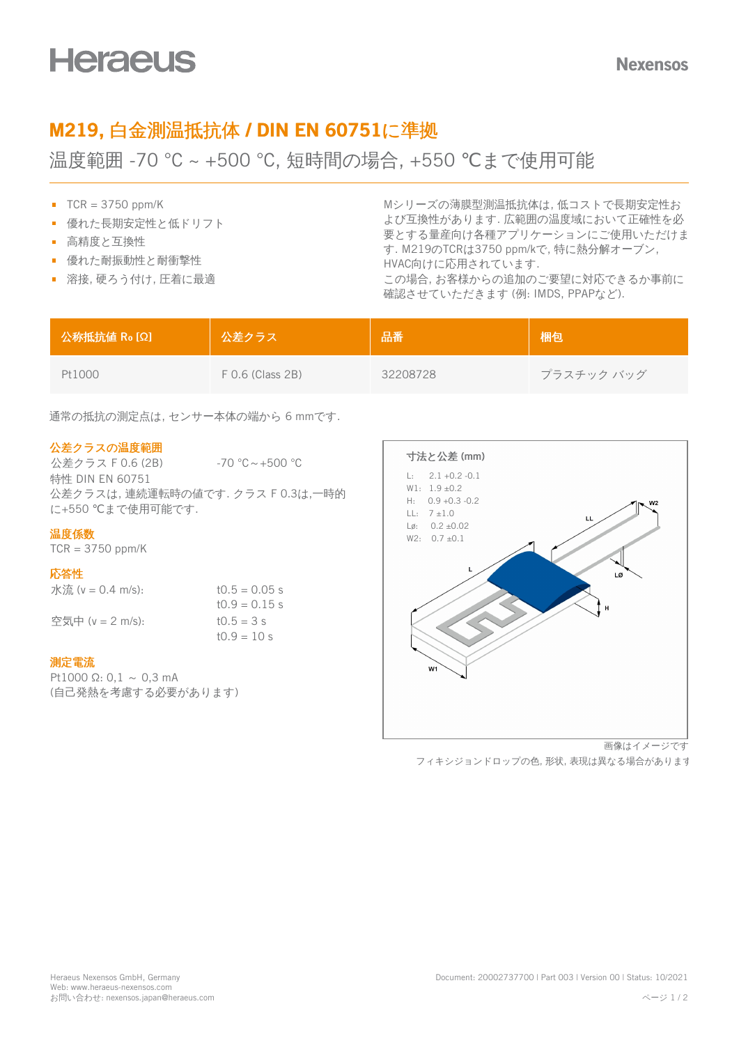Heraeus

Nexensos

# M219, 白金測温抵抗体 / DIN EN 60751に準拠

## 温度範囲 -70 °C ~ +500 °C, 短時間の場合, +550 ℃まで使用可能

- TCR = 3750 ppm/K
- 優れた長期安定性と低ドリフト
- 高精度と互換性
- 優れた耐振動性と耐衝撃性
- 溶接, 硬ろう付け, 圧着に最適

Mシリーズの薄膜型測温抵抗体は, 低コストで長期安定性および互換性があります. 広範囲の温度域において正確性を必要とする量産向け各種アプリケーションにご使用いただけます. M219のTCRは3750 ppm/kで, 特に熱分解オーブン, HVAC向けに応用されています.
この場合, お客様からの追加のご要望に対応できるか事前に確認させていただきます (例: IMDS, PPAPなど).

| 公称抵抗値 $R_0$ [Ω] | 公差クラス | 品番 | 梱包 |
|---|---|---|---|
| Pt1000 | F 0.6 (Class 2B) | 32208728 | プラスチック バッグ |

通常の抵抗の測定点は, センサー本体の端から 6 mmです.

### 公差クラスの温度範囲

公差クラス F 0.6 (2B)　　-70 °C ~ +500 °C
特性 DIN EN 60751
公差クラスは, 連続運転時の値です. クラス F 0.3は,一時的に+550 ℃まで使用可能です.

### 温度係数

TCR = 3750 ppm/K

### 応答性

| | |
|---|---|
| 水流 (v = 0.4 m/s): | t0.5 = 0.05 s<br>t0.9 = 0.15 s |
| 空気中 (v = 2 m/s): | t0.5 = 3 s<br>t0.9 = 10 s |

### 測定電流

Pt1000 Ω: 0,1 ~ 0,3 mA
(自己発熱を考慮する必要があります)

### 寸法と公差 (mm)

L: 2.1 +0.2 -0.1
W1: 1.9 ±0.2
H: 0.9 +0.3 -0.2
LL: 7 ±1.0
Lø: 0.2 ±0.02
W2: 0.7 ±0.1

画像はイメージです
フィキシジョンドロップの色, 形状, 表現は異なる場合があります

Heraeus Nexensos GmbH, Germany
Web: www.heraeus-nexensos.com
お問い合わせ: nexensos.japan@heraeus.com

Document: 20002737700 | Part 003 | Version 00 | Status: 10/2021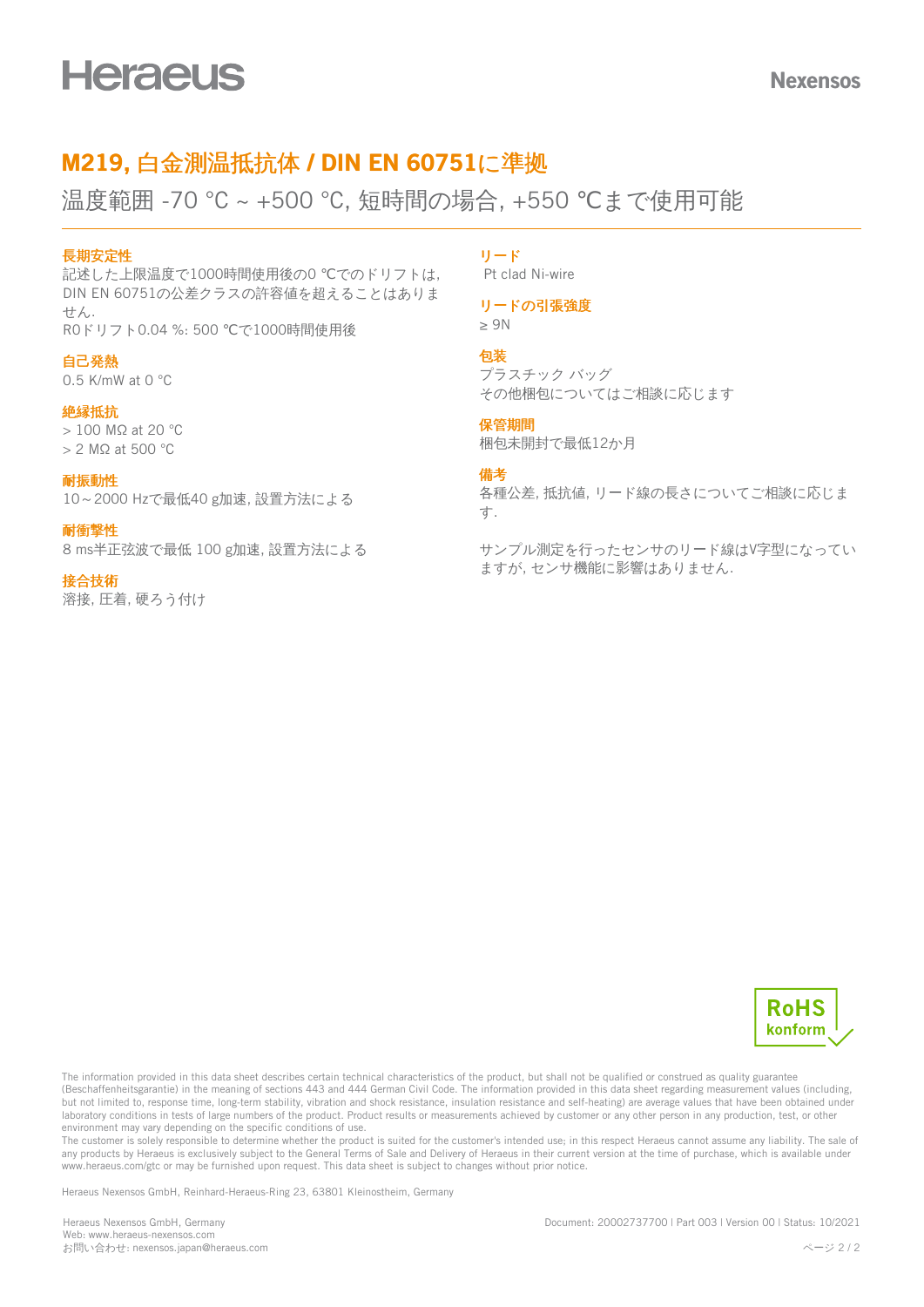# M219, 白金測温抵抗体 / DIN EN 60751に準拠

温度範囲 -70 °C ~ +500 °C, 短時間の場合, +550 ℃まで使用可能

**長期安定性**
記述した上限温度で1000時間使用後の0 ℃でのドリフトは, DIN EN 60751の公差クラスの許容値を超えることはありません.
R0ドリフト0.04 %: 500 ℃で1000時間使用後

**自己発熱**
0.5 K/mW at 0 °C

**絶縁抵抗**
> 100 MΩ at 20 °C
> 2 MΩ at 500 °C

**耐振動性**
10～2000 Hzで最低40 g加速, 設置方法による

**耐衝撃性**
8 ms半正弦波で最低 100 g加速, 設置方法による

**接合技術**
溶接, 圧着, 硬ろう付け

**リード**
Pt clad Ni-wire

**リードの引張強度**
≥ 9N

**包装**
プラスチック バッグ
その他梱包についてはご相談に応じます

**保管期間**
梱包未開封で最低12か月

**備考**
各種公差, 抵抗値, リード線の長さについてご相談に応じます.

サンプル測定を行ったセンサのリード線はV字型になっていますが, センサ機能に影響はありません.

RoHS konform

The information provided in this data sheet describes certain technical characteristics of the product, but shall not be qualified or construed as quality guarantee (Beschaffenheitsgarantie) in the meaning of sections 443 and 444 German Civil Code. The information provided in this data sheet regarding measurement values (including, but not limited to, response time, long-term stability, vibration and shock resistance, insulation resistance and self-heating) are average values that have been obtained under laboratory conditions in tests of large numbers of the product. Product results or measurements achieved by customer or any other person in any production, test, or other environment may vary depending on the specific conditions of use.
The customer is solely responsible to determine whether the product is suited for the customer's intended use; in this respect Heraeus cannot assume any liability. The sale of any products by Heraeus is exclusively subject to the General Terms of Sale and Delivery of Heraeus in their current version at the time of purchase, which is available under www.heraeus.com/gtc or may be furnished upon request. This data sheet is subject to changes without prior notice.

Heraeus Nexensos GmbH, Reinhard-Heraeus-Ring 23, 63801 Kleinostheim, Germany

Heraeus Nexensos GmbH, Germany
Web: www.heraeus-nexensos.com
お問い合わせ: nexensos.japan@heraeus.com

Document: 20002737700 | Part 003 | Version 00 | Status: 10/2021